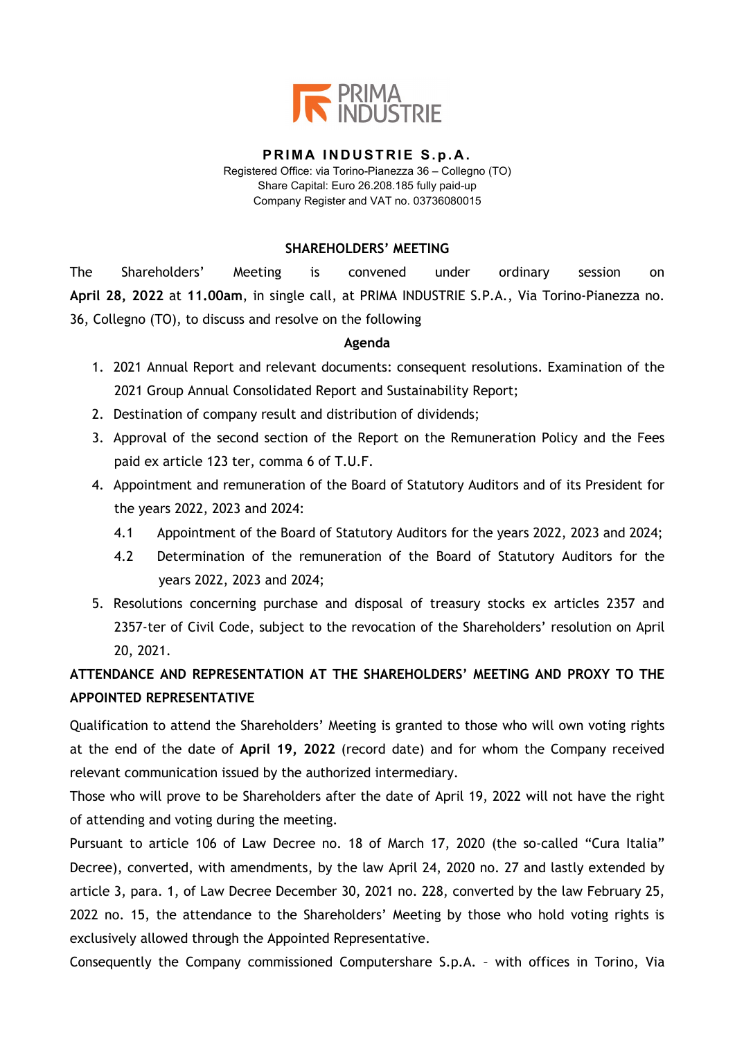**PRIMA INDUSTRIE S.p.A.**

Registered Office: via Torino-Pianezza 36 – Collegno (TO)
Share Capital: Euro 26.208.185 fully paid-up
Company Register and VAT no. 03736080015

## SHAREHOLDERS' MEETING

The Shareholders' Meeting is convened under ordinary session on **April 28, 2022** at **11.00am**, in single call, at PRIMA INDUSTRIE S.P.A., Via Torino-Pianezza no. 36, Collegno (TO), to discuss and resolve on the following

**Agenda**

1. 2021 Annual Report and relevant documents: consequent resolutions. Examination of the 2021 Group Annual Consolidated Report and Sustainability Report;
2. Destination of company result and distribution of dividends;
3. Approval of the second section of the Report on the Remuneration Policy and the Fees paid ex article 123 ter, comma 6 of T.U.F.
4. Appointment and remuneration of the Board of Statutory Auditors and of its President for the years 2022, 2023 and 2024:
   - 4.1 Appointment of the Board of Statutory Auditors for the years 2022, 2023 and 2024;
   - 4.2 Determination of the remuneration of the Board of Statutory Auditors for the years 2022, 2023 and 2024;
5. Resolutions concerning purchase and disposal of treasury stocks ex articles 2357 and 2357-ter of Civil Code, subject to the revocation of the Shareholders' resolution on April 20, 2021.

**ATTENDANCE AND REPRESENTATION AT THE SHAREHOLDERS' MEETING AND PROXY TO THE APPOINTED REPRESENTATIVE**

Qualification to attend the Shareholders' Meeting is granted to those who will own voting rights at the end of the date of **April 19, 2022** (record date) and for whom the Company received relevant communication issued by the authorized intermediary.

Those who will prove to be Shareholders after the date of April 19, 2022 will not have the right of attending and voting during the meeting.

Pursuant to article 106 of Law Decree no. 18 of March 17, 2020 (the so-called "Cura Italia" Decree), converted, with amendments, by the law April 24, 2020 no. 27 and lastly extended by article 3, para. 1, of Law Decree December 30, 2021 no. 228, converted by the law February 25, 2022 no. 15, the attendance to the Shareholders' Meeting by those who hold voting rights is exclusively allowed through the Appointed Representative.

Consequently the Company commissioned Computershare S.p.A. – with offices in Torino, Via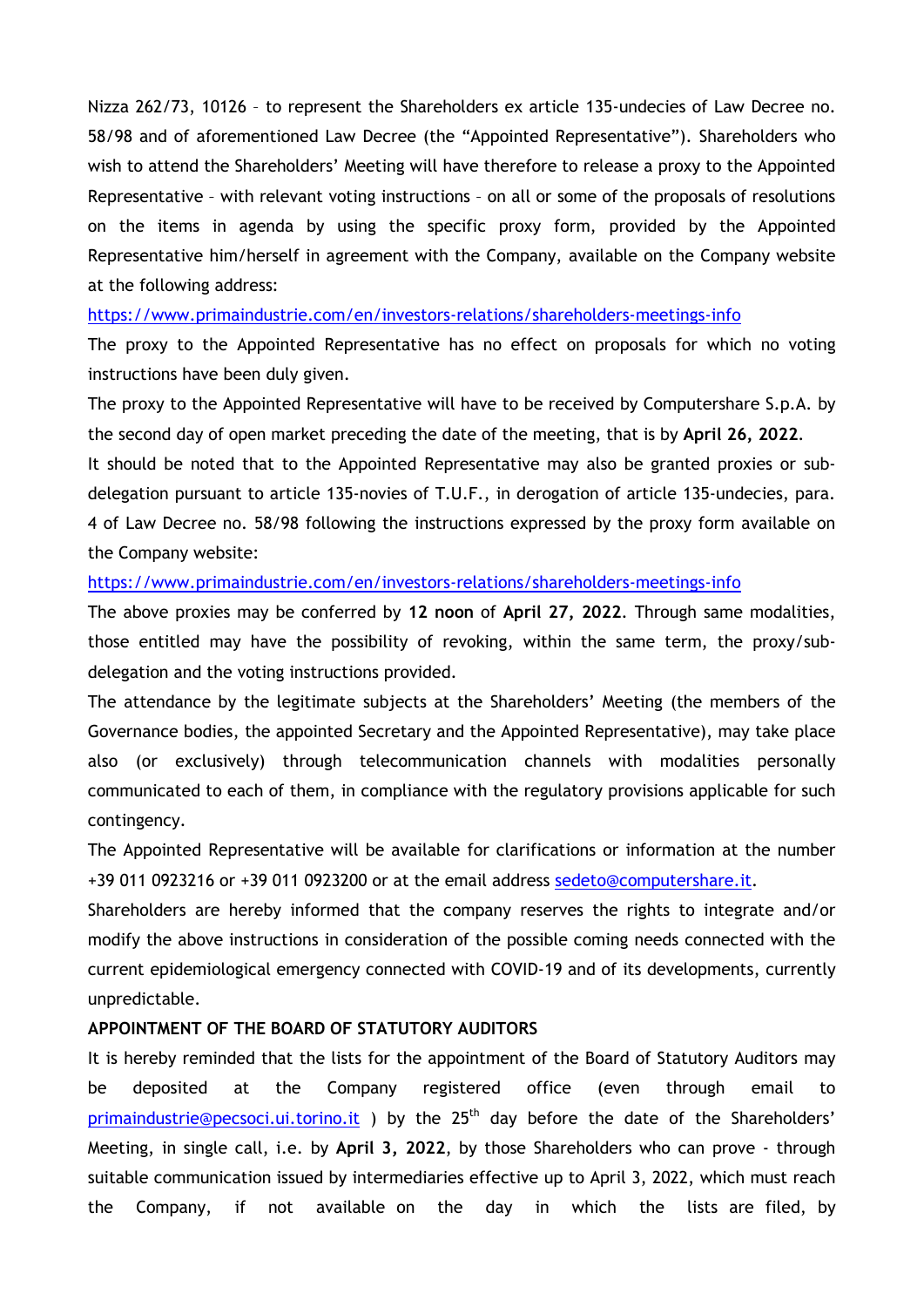Nizza 262/73, 10126 – to represent the Shareholders ex article 135-undecies of Law Decree no. 58/98 and of aforementioned Law Decree (the “Appointed Representative”). Shareholders who wish to attend the Shareholders’ Meeting will have therefore to release a proxy to the Appointed Representative – with relevant voting instructions – on all or some of the proposals of resolutions on the items in agenda by using the specific proxy form, provided by the Appointed Representative him/herself in agreement with the Company, available on the Company website at the following address:

https://www.primaindustrie.com/en/investors-relations/shareholders-meetings-info

The proxy to the Appointed Representative has no effect on proposals for which no voting instructions have been duly given.

The proxy to the Appointed Representative will have to be received by Computershare S.p.A. by the second day of open market preceding the date of the meeting, that is by **April 26, 2022**.

It should be noted that to the Appointed Representative may also be granted proxies or sub-delegation pursuant to article 135-novies of T.U.F., in derogation of article 135-undecies, para. 4 of Law Decree no. 58/98 following the instructions expressed by the proxy form available on the Company website:

https://www.primaindustrie.com/en/investors-relations/shareholders-meetings-info

The above proxies may be conferred by **12 noon** of **April 27, 2022**. Through same modalities, those entitled may have the possibility of revoking, within the same term, the proxy/sub-delegation and the voting instructions provided.

The attendance by the legitimate subjects at the Shareholders’ Meeting (the members of the Governance bodies, the appointed Secretary and the Appointed Representative), may take place also (or exclusively) through telecommunication channels with modalities personally communicated to each of them, in compliance with the regulatory provisions applicable for such contingency.

The Appointed Representative will be available for clarifications or information at the number +39 011 0923216 or +39 011 0923200 or at the email address sedeto@computershare.it.

Shareholders are hereby informed that the company reserves the rights to integrate and/or modify the above instructions in consideration of the possible coming needs connected with the current epidemiological emergency connected with COVID-19 and of its developments, currently unpredictable.

**APPOINTMENT OF THE BOARD OF STATUTORY AUDITORS**

It is hereby reminded that the lists for the appointment of the Board of Statutory Auditors may be deposited at the Company registered office (even through email to primaindustrie@pecsoci.ui.torino.it ) by the 25th day before the date of the Shareholders’ Meeting, in single call, i.e. by **April 3, 2022**, by those Shareholders who can prove - through suitable communication issued by intermediaries effective up to April 3, 2022, which must reach the Company, if not available on the day in which the lists are filed, by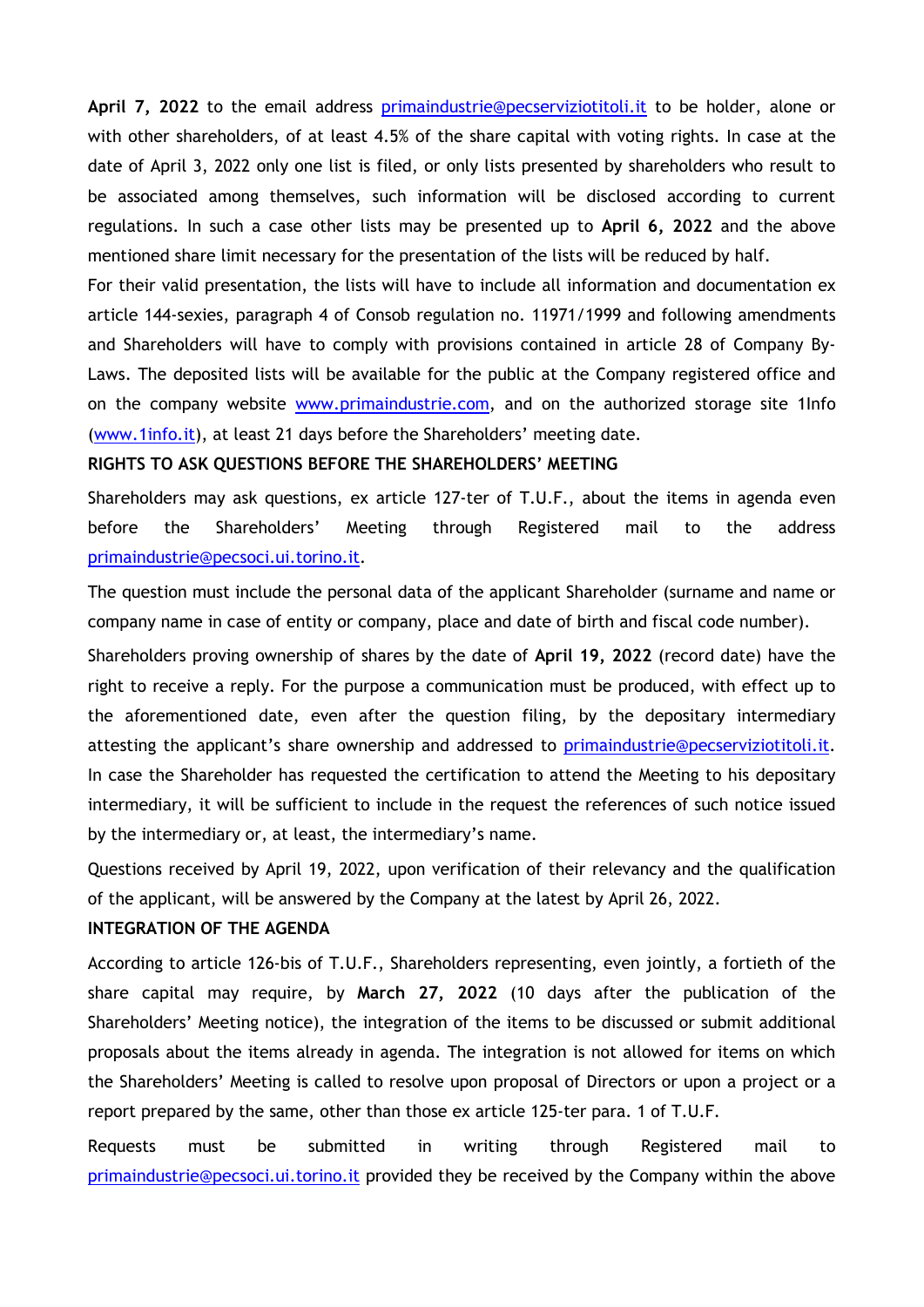**April 7, 2022** to the email address primaindustrie@pecserviziotitoli.it to be holder, alone or with other shareholders, of at least 4.5% of the share capital with voting rights. In case at the date of April 3, 2022 only one list is filed, or only lists presented by shareholders who result to be associated among themselves, such information will be disclosed according to current regulations. In such a case other lists may be presented up to **April 6, 2022** and the above mentioned share limit necessary for the presentation of the lists will be reduced by half.

For their valid presentation, the lists will have to include all information and documentation ex article 144-sexies, paragraph 4 of Consob regulation no. 11971/1999 and following amendments and Shareholders will have to comply with provisions contained in article 28 of Company By-Laws. The deposited lists will be available for the public at the Company registered office and on the company website www.primaindustrie.com, and on the authorized storage site 1Info (www.1info.it), at least 21 days before the Shareholders' meeting date.

**RIGHTS TO ASK QUESTIONS BEFORE THE SHAREHOLDERS' MEETING**

Shareholders may ask questions, ex article 127-ter of T.U.F., about the items in agenda even before the Shareholders' Meeting through Registered mail to the address primaindustrie@pecsoci.ui.torino.it.

The question must include the personal data of the applicant Shareholder (surname and name or company name in case of entity or company, place and date of birth and fiscal code number).

Shareholders proving ownership of shares by the date of **April 19, 2022** (record date) have the right to receive a reply. For the purpose a communication must be produced, with effect up to the aforementioned date, even after the question filing, by the depositary intermediary attesting the applicant's share ownership and addressed to primaindustrie@pecserviziotitoli.it. In case the Shareholder has requested the certification to attend the Meeting to his depositary intermediary, it will be sufficient to include in the request the references of such notice issued by the intermediary or, at least, the intermediary's name.

Questions received by April 19, 2022, upon verification of their relevancy and the qualification of the applicant, will be answered by the Company at the latest by April 26, 2022.

**INTEGRATION OF THE AGENDA**

According to article 126-bis of T.U.F., Shareholders representing, even jointly, a fortieth of the share capital may require, by **March 27, 2022** (10 days after the publication of the Shareholders' Meeting notice), the integration of the items to be discussed or submit additional proposals about the items already in agenda. The integration is not allowed for items on which the Shareholders' Meeting is called to resolve upon proposal of Directors or upon a project or a report prepared by the same, other than those ex article 125-ter para. 1 of T.U.F.

Requests must be submitted in writing through Registered mail to primaindustrie@pecsoci.ui.torino.it provided they be received by the Company within the above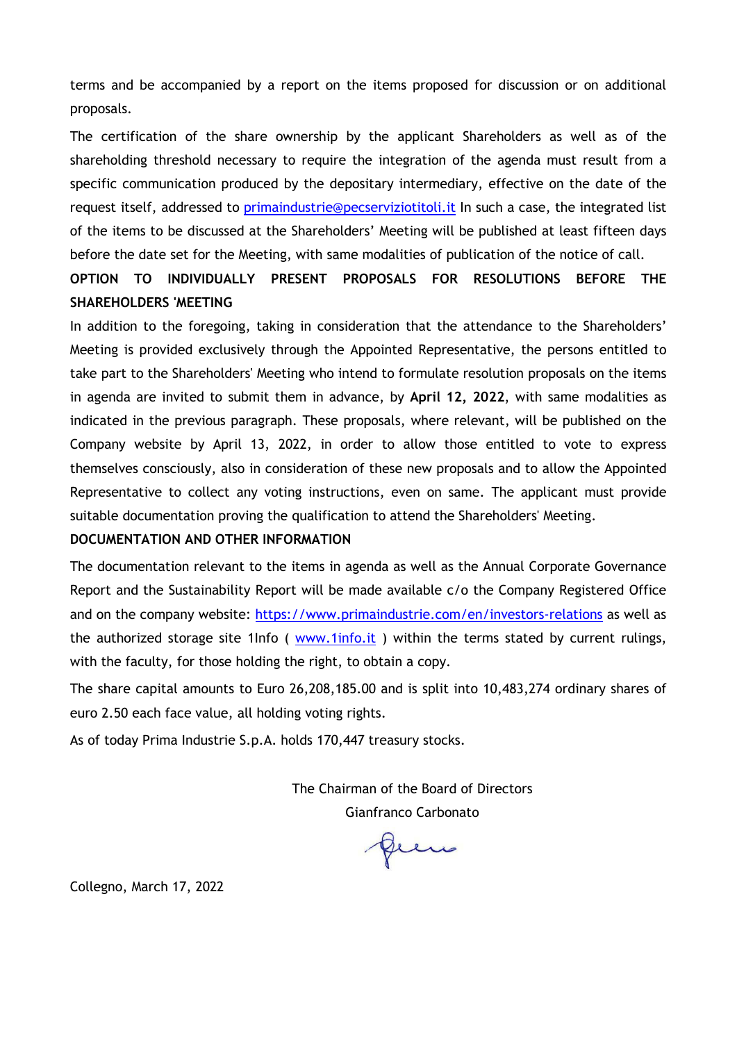terms and be accompanied by a report on the items proposed for discussion or on additional proposals.

The certification of the share ownership by the applicant Shareholders as well as of the shareholding threshold necessary to require the integration of the agenda must result from a specific communication produced by the depositary intermediary, effective on the date of the request itself, addressed to primaindustrie@pecserviziotitoli.it In such a case, the integrated list of the items to be discussed at the Shareholders' Meeting will be published at least fifteen days before the date set for the Meeting, with same modalities of publication of the notice of call.

**OPTION TO INDIVIDUALLY PRESENT PROPOSALS FOR RESOLUTIONS BEFORE THE SHAREHOLDERS 'MEETING**

In addition to the foregoing, taking in consideration that the attendance to the Shareholders' Meeting is provided exclusively through the Appointed Representative, the persons entitled to take part to the Shareholders' Meeting who intend to formulate resolution proposals on the items in agenda are invited to submit them in advance, by **April 12, 2022**, with same modalities as indicated in the previous paragraph. These proposals, where relevant, will be published on the Company website by April 13, 2022, in order to allow those entitled to vote to express themselves consciously, also in consideration of these new proposals and to allow the Appointed Representative to collect any voting instructions, even on same. The applicant must provide suitable documentation proving the qualification to attend the Shareholders' Meeting.

**DOCUMENTATION AND OTHER INFORMATION**

The documentation relevant to the items in agenda as well as the Annual Corporate Governance Report and the Sustainability Report will be made available c/o the Company Registered Office and on the company website: https://www.primaindustrie.com/en/investors-relations as well as the authorized storage site 1Info ( www.1info.it ) within the terms stated by current rulings, with the faculty, for those holding the right, to obtain a copy.

The share capital amounts to Euro 26,208,185.00 and is split into 10,483,274 ordinary shares of euro 2.50 each face value, all holding voting rights.

As of today Prima Industrie S.p.A. holds 170,447 treasury stocks.

The Chairman of the Board of Directors
Gianfranco Carbonato

Collegno, March 17, 2022